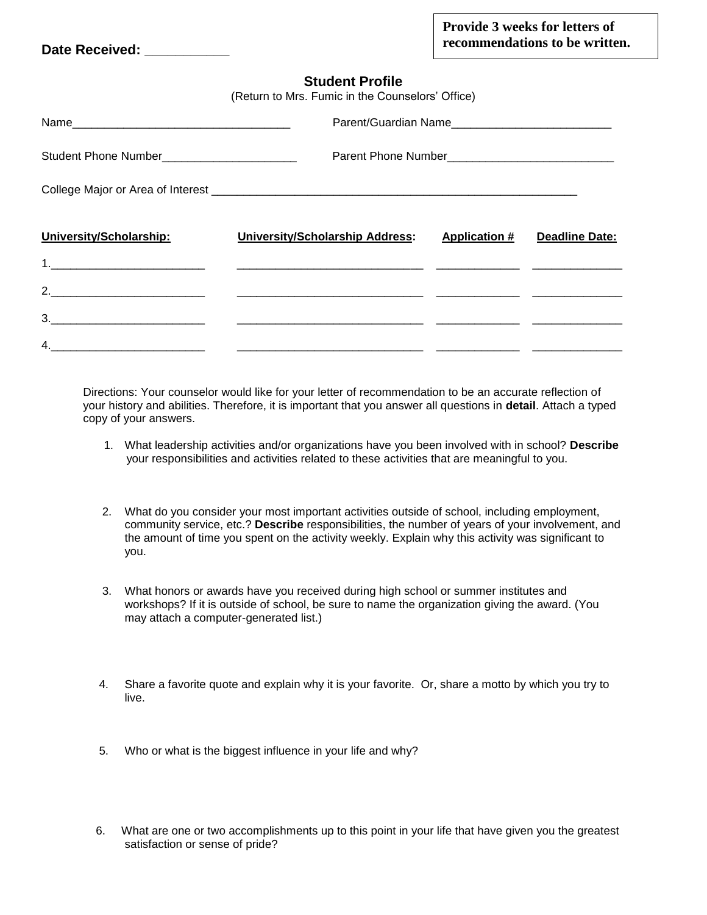**Provide 3 weeks for letters of recommendations to be written.**

**Date Received: ___________**

## Student Profile

(Return to Mrs. Fumic in the Counselors' Office)

Name__________________________________ Parent/Guardian Name_________________________

Student Phone Number_____________________ Parent Phone Number__________________________

College Major or Area of Interest __________________________________________________________

| University/Scholarship: | University/Scholarship Address: | Application # | Deadline Date: |
|---|---|---|---|
| 1.________________________ | ______________________________ | _____________ | ______________ |
| 2.________________________ | ______________________________ | _____________ | ______________ |
| 3.________________________ | ______________________________ | _____________ | ______________ |
| 4.________________________ | ______________________________ | _____________ | ______________ |

Directions: Your counselor would like for your letter of recommendation to be an accurate reflection of your history and abilities. Therefore, it is important that you answer all questions in **detail**. Attach a typed copy of your answers.

1. What leadership activities and/or organizations have you been involved with in school? **Describe** your responsibilities and activities related to these activities that are meaningful to you.

2. What do you consider your most important activities outside of school, including employment, community service, etc.? **Describe** responsibilities, the number of years of your involvement, and the amount of time you spent on the activity weekly. Explain why this activity was significant to you.

3. What honors or awards have you received during high school or summer institutes and workshops? If it is outside of school, be sure to name the organization giving the award. (You may attach a computer-generated list.)

4. Share a favorite quote and explain why it is your favorite. Or, share a motto by which you try to live.

5. Who or what is the biggest influence in your life and why?

6. What are one or two accomplishments up to this point in your life that have given you the greatest satisfaction or sense of pride?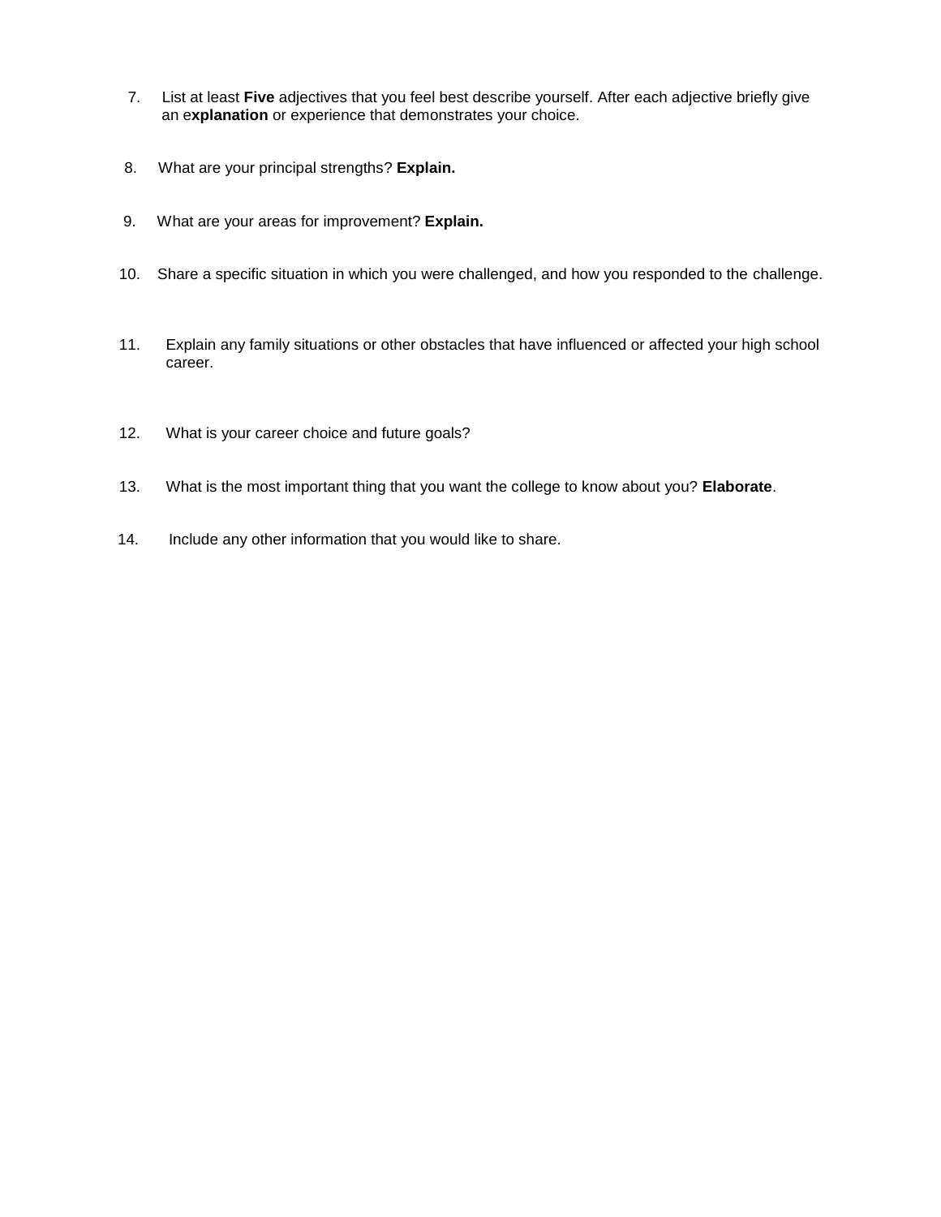7. List at least **Five** adjectives that you feel best describe yourself. After each adjective briefly give an e**xplanation** or experience that demonstrates your choice.

8. What are your principal strengths? **Explain.**

9. What are your areas for improvement? **Explain.**

10. Share a specific situation in which you were challenged, and how you responded to the challenge.

11. Explain any family situations or other obstacles that have influenced or affected your high school career.

12. What is your career choice and future goals?

13. What is the most important thing that you want the college to know about you? **Elaborate**.

14. Include any other information that you would like to share.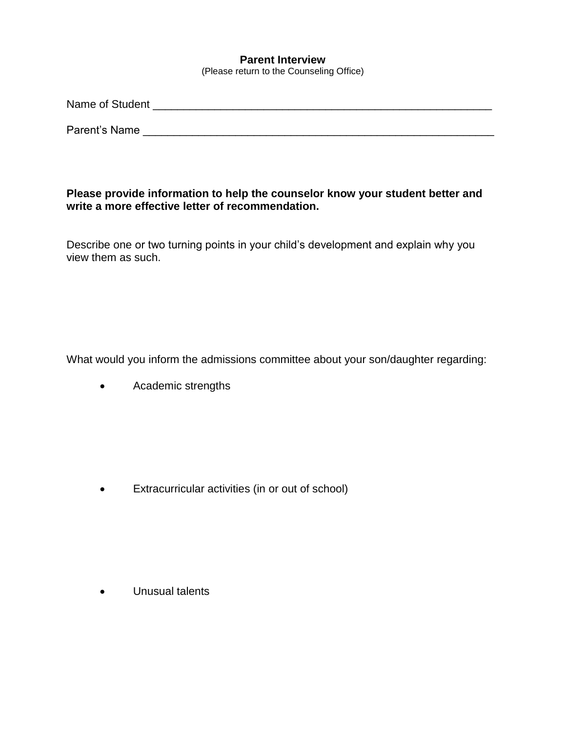**Parent Interview**

(Please return to the Counseling Office)

Name of Student ________________________________________________________

Parent's Name __________________________________________________________

**Please provide information to help the counselor know your student better and write a more effective letter of recommendation.**

Describe one or two turning points in your child's development and explain why you view them as such.

What would you inform the admissions committee about your son/daughter regarding:

- Academic strengths

- Extracurricular activities (in or out of school)

- Unusual talents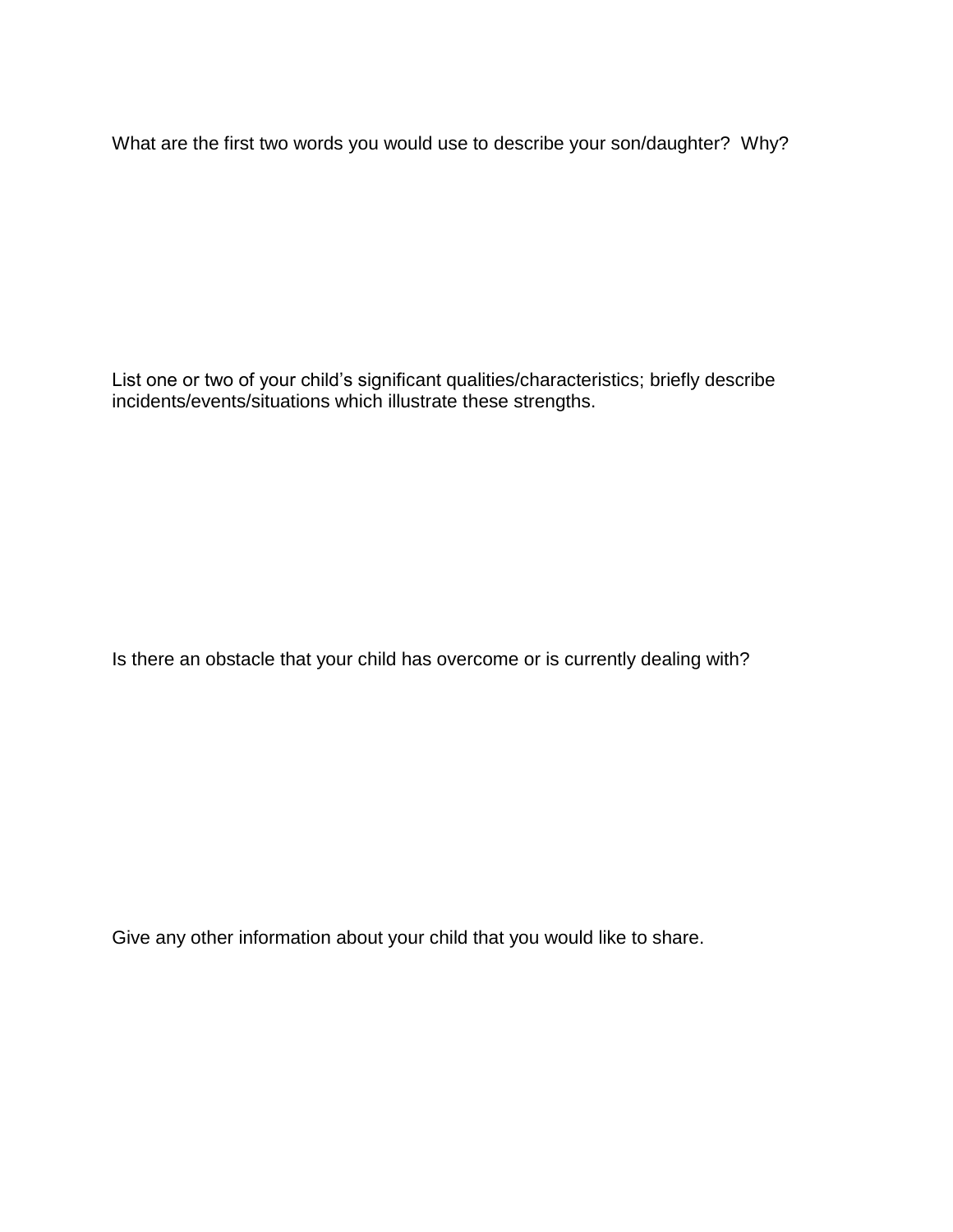What are the first two words you would use to describe your son/daughter? Why?

List one or two of your child's significant qualities/characteristics; briefly describe incidents/events/situations which illustrate these strengths.

Is there an obstacle that your child has overcome or is currently dealing with?

Give any other information about your child that you would like to share.